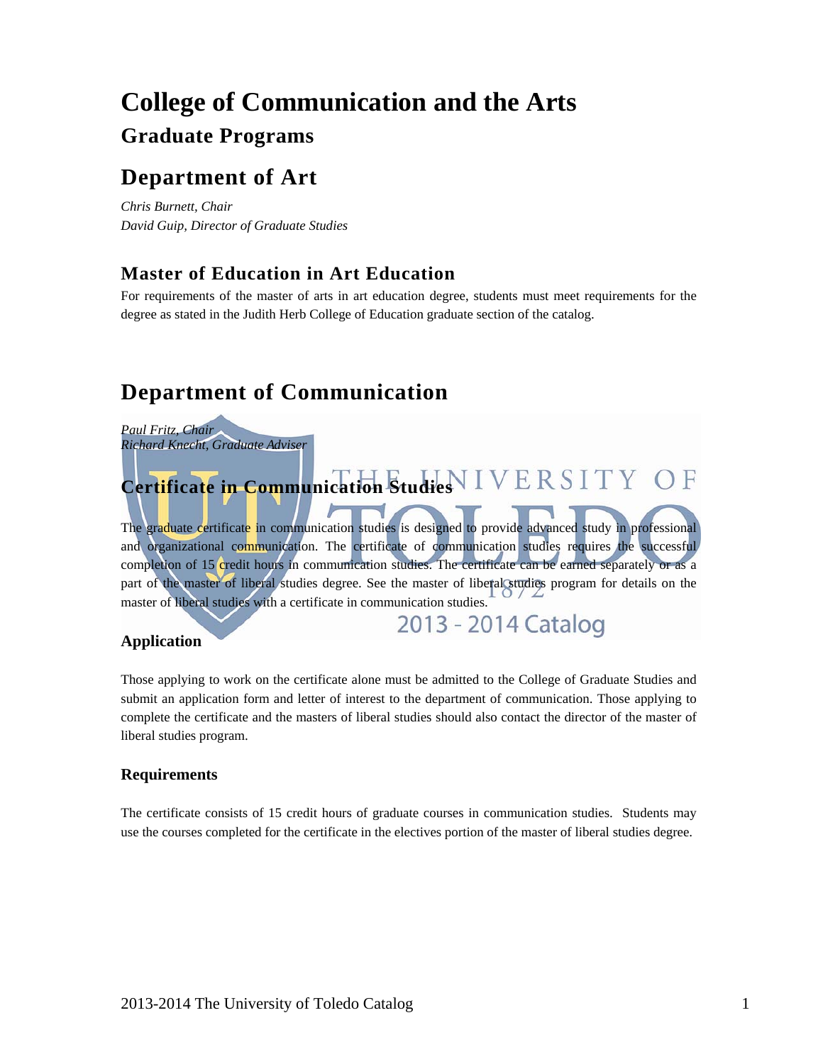# College of Communication and the Arts

## Graduate Programs

## Department of Art

*Chris Burnett, Chair*
*David Guip, Director of Graduate Studies*

### Master of Education in Art Education

For requirements of the master of arts in art education degree, students must meet requirements for the degree as stated in the Judith Herb College of Education graduate section of the catalog.

## Department of Communication

*Paul Fritz, Chair*
*Richard Knecht, Graduate Adviser*

### Certificate in Communication Studies

The graduate certificate in communication studies is designed to provide advanced study in professional and organizational communication. The certificate of communication studies requires the successful completion of 15 credit hours in communication studies. The certificate can be earned separately or as a part of the master of liberal studies degree. See the master of liberal studies program for details on the master of liberal studies with a certificate in communication studies.

#### Application

Those applying to work on the certificate alone must be admitted to the College of Graduate Studies and submit an application form and letter of interest to the department of communication. Those applying to complete the certificate and the masters of liberal studies should also contact the director of the master of liberal studies program.

#### Requirements

The certificate consists of 15 credit hours of graduate courses in communication studies. Students may use the courses completed for the certificate in the electives portion of the master of liberal studies degree.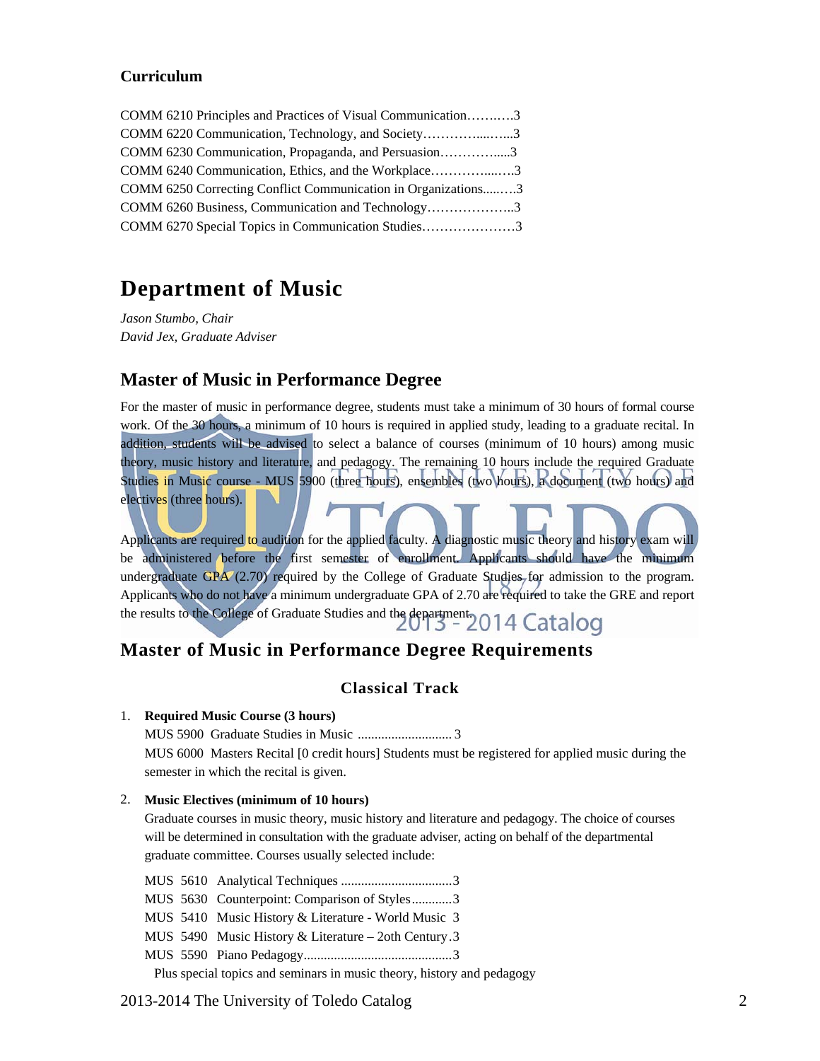### Curriculum

COMM 6210 Principles and Practices of Visual Communication……..….3
COMM 6220 Communication, Technology, and Society…………....…...3
COMM 6230 Communication, Propaganda, and Persuasion…………......3
COMM 6240 Communication, Ethics, and the Workplace…………....….3
COMM 6250 Correcting Conflict Communication in Organizations.....….3
COMM 6260 Business, Communication and Technology………………..3
COMM 6270 Special Topics in Communication Studies…………………3

# Department of Music

*Jason Stumbo, Chair*
*David Jex, Graduate Adviser*

## Master of Music in Performance Degree

For the master of music in performance degree, students must take a minimum of 30 hours of formal course work. Of the 30 hours, a minimum of 10 hours is required in applied study, leading to a graduate recital. In addition, students will be advised to select a balance of courses (minimum of 10 hours) among music theory, music history and literature, and pedagogy. The remaining 10 hours include the required Graduate Studies in Music course - MUS 5900 (three hours), ensembles (two hours), a document (two hours) and electives (three hours).

Applicants are required to audition for the applied faculty. A diagnostic music theory and history exam will be administered before the first semester of enrollment. Applicants should have the minimum undergraduate GPA (2.70) required by the College of Graduate Studies for admission to the program. Applicants who do not have a minimum undergraduate GPA of 2.70 are required to take the GRE and report the results to the College of Graduate Studies and the department.

## Master of Music in Performance Degree Requirements

### Classical Track

1. **Required Music Course (3 hours)**
   MUS 5900 Graduate Studies in Music ............................ 3
   MUS 6000 Masters Recital [0 credit hours] Students must be registered for applied music during the semester in which the recital is given.

2. **Music Electives (minimum of 10 hours)**
   Graduate courses in music theory, music history and literature and pedagogy. The choice of courses will be determined in consultation with the graduate adviser, acting on behalf of the departmental graduate committee. Courses usually selected include:

   MUS 5610 Analytical Techniques .................................3
   MUS 5630 Counterpoint: Comparison of Styles............3
   MUS 5410 Music History & Literature - World Music 3
   MUS 5490 Music History & Literature – 2oth Century.3
   MUS 5590 Piano Pedagogy............................................3
   Plus special topics and seminars in music theory, history and pedagogy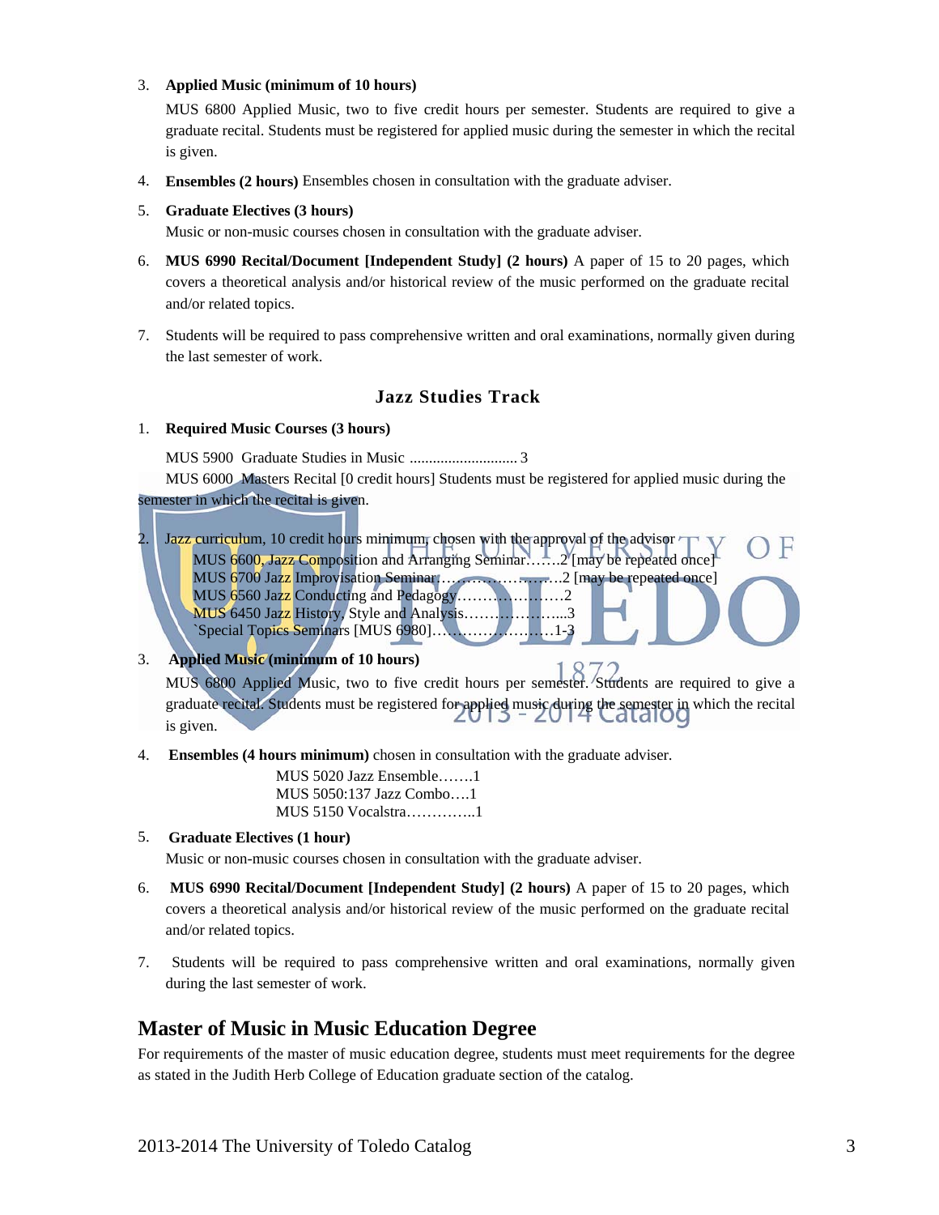3. **Applied Music (minimum of 10 hours)**

   MUS 6800 Applied Music, two to five credit hours per semester. Students are required to give a graduate recital. Students must be registered for applied music during the semester in which the recital is given.

4. **Ensembles (2 hours)** Ensembles chosen in consultation with the graduate adviser.

5. **Graduate Electives (3 hours)**

   Music or non-music courses chosen in consultation with the graduate adviser.

6. **MUS 6990 Recital/Document [Independent Study] (2 hours)** A paper of 15 to 20 pages, which covers a theoretical analysis and/or historical review of the music performed on the graduate recital and/or related topics.

7. Students will be required to pass comprehensive written and oral examinations, normally given during the last semester of work.

### Jazz Studies Track

1. **Required Music Courses (3 hours)**

   MUS 5900 Graduate Studies in Music ............................ 3

   MUS 6000 Masters Recital [0 credit hours] Students must be registered for applied music during the semester in which the recital is given.

2. Jazz curriculum, 10 credit hours minimum, chosen with the approval of the advisor

   MUS 6600, Jazz Composition and Arranging Seminar…….2 [may be repeated once]
   MUS 6700 Jazz Improvisation Seminar……………………..2 [may be repeated once]
   MUS 6560 Jazz Conducting and Pedagogy…………………2
   MUS 6450 Jazz History, Style and Analysis………………...3
   `Special Topics Seminars [MUS 6980]……………………1-3

3. **Applied Music (minimum of 10 hours)**

   MUS 6800 Applied Music, two to five credit hours per semester. Students are required to give a graduate recital. Students must be registered for applied music during the semester in which the recital is given.

4. **Ensembles (4 hours minimum)** chosen in consultation with the graduate adviser.

   MUS 5020 Jazz Ensemble…….1
   MUS 5050:137 Jazz Combo….1
   MUS 5150 Vocalstra…………..1

5. **Graduate Electives (1 hour)**

   Music or non-music courses chosen in consultation with the graduate adviser.

6. **MUS 6990 Recital/Document [Independent Study] (2 hours)** A paper of 15 to 20 pages, which covers a theoretical analysis and/or historical review of the music performed on the graduate recital and/or related topics.

7. Students will be required to pass comprehensive written and oral examinations, normally given during the last semester of work.

## Master of Music in Music Education Degree

For requirements of the master of music education degree, students must meet requirements for the degree as stated in the Judith Herb College of Education graduate section of the catalog.